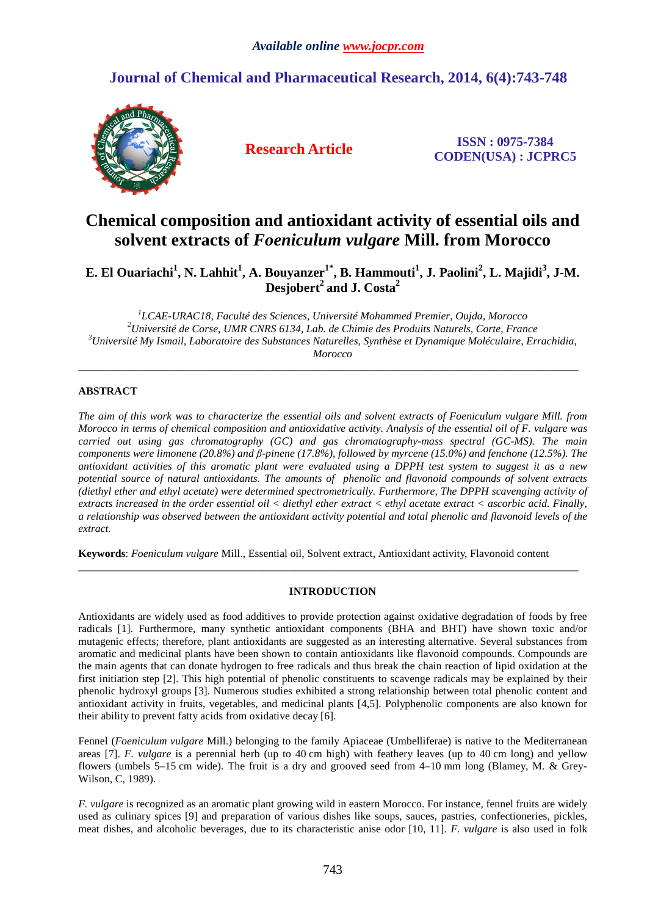Available online www.jocpr.com

# Journal of Chemical and Pharmaceutical Research, 2014, 6(4):743-748

**Research Article**

**ISSN : 0975-7384**
**CODEN(USA) : JCPRC5**

# Chemical composition and antioxidant activity of essential oils and solvent extracts of *Foeniculum vulgare* Mill. from Morocco

**E. El Ouariachi[1], N. Lahhit[1], A. Bouyanzer[1*], B. Hammouti[1], J. Paolini[2], L. Majidi[3], J-M. Desjobert[2] and J. Costa[2]**

*[1]LCAE-URAC18, Faculté des Sciences, Université Mohammed Premier, Oujda, Morocco*
*[2]Université de Corse, UMR CNRS 6134, Lab. de Chimie des Produits Naturels, Corte, France*
*[3]Université My Ismail, Laboratoire des Substances Naturelles, Synthèse et Dynamique Moléculaire, Errachidia, Morocco*

---

## ABSTRACT

*The aim of this work was to characterize the essential oils and solvent extracts of Foeniculum vulgare Mill. from Morocco in terms of chemical composition and antioxidative activity. Analysis of the essential oil of F. vulgare was carried out using gas chromatography (GC) and gas chromatography-mass spectral (GC-MS). The main components were limonene (20.8%) and β-pinene (17.8%), followed by myrcene (15.0%) and fenchone (12.5%). The antioxidant activities of this aromatic plant were evaluated using a DPPH test system to suggest it as a new potential source of natural antioxidants. The amounts of phenolic and flavonoid compounds of solvent extracts (diethyl ether and ethyl acetate) were determined spectrometrically. Furthermore, The DPPH scavenging activity of extracts increased in the order essential oil < diethyl ether extract < ethyl acetate extract < ascorbic acid. Finally, a relationship was observed between the antioxidant activity potential and total phenolic and flavonoid levels of the extract.*

**Keywords**: *Foeniculum vulgare* Mill., Essential oil, Solvent extract, Antioxidant activity, Flavonoid content

---

## INTRODUCTION

Antioxidants are widely used as food additives to provide protection against oxidative degradation of foods by free radicals [1]. Furthermore, many synthetic antioxidant components (BHA and BHT) have shown toxic and/or mutagenic effects; therefore, plant antioxidants are suggested as an interesting alternative. Several substances from aromatic and medicinal plants have been shown to contain antioxidants like flavonoid compounds. Compounds are the main agents that can donate hydrogen to free radicals and thus break the chain reaction of lipid oxidation at the first initiation step [2]. This high potential of phenolic constituents to scavenge radicals may be explained by their phenolic hydroxyl groups [3]. Numerous studies exhibited a strong relationship between total phenolic content and antioxidant activity in fruits, vegetables, and medicinal plants [4,5]. Polyphenolic components are also known for their ability to prevent fatty acids from oxidative decay [6].

Fennel (*Foeniculum vulgare* Mill.) belonging to the family Apiaceae (Umbelliferae) is native to the Mediterranean areas [7]. *F. vulgare* is a perennial herb (up to 40 cm high) with feathery leaves (up to 40 cm long) and yellow flowers (umbels 5–15 cm wide). The fruit is a dry and grooved seed from 4–10 mm long (Blamey, M. & Grey-Wilson, C, 1989).

*F. vulgare* is recognized as an aromatic plant growing wild in eastern Morocco. For instance, fennel fruits are widely used as culinary spices [9] and preparation of various dishes like soups, sauces, pastries, confectioneries, pickles, meat dishes, and alcoholic beverages, due to its characteristic anise odor [10, 11]. *F. vulgare* is also used in folk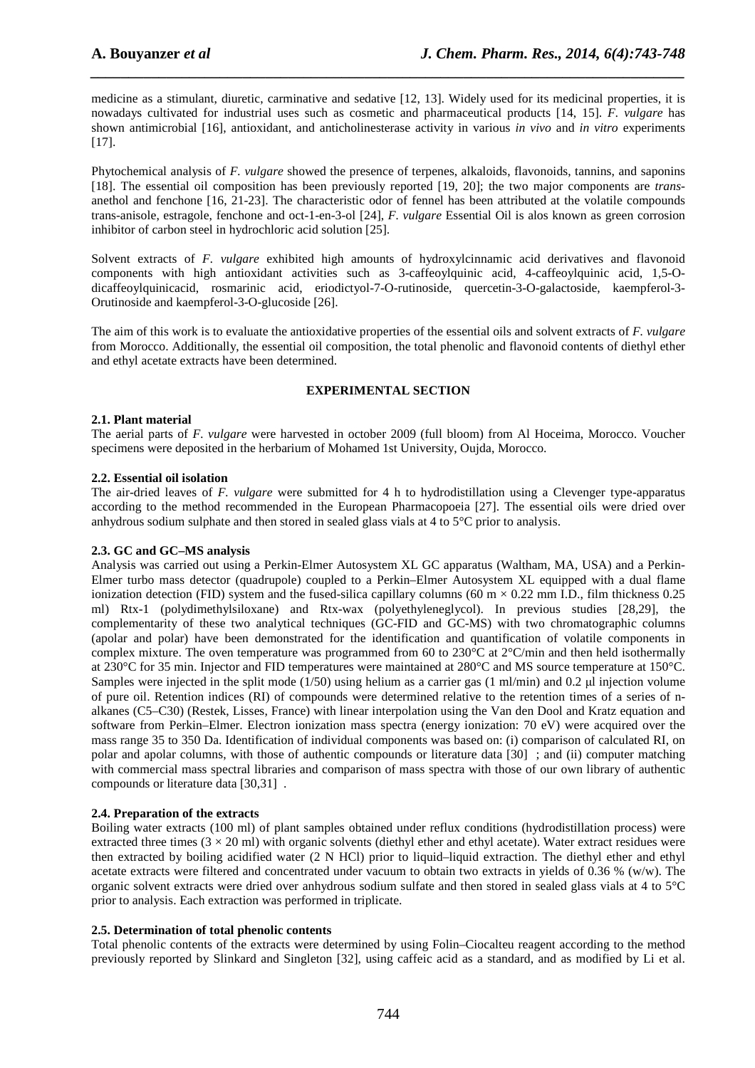medicine as a stimulant, diuretic, carminative and sedative [12, 13]. Widely used for its medicinal properties, it is nowadays cultivated for industrial uses such as cosmetic and pharmaceutical products [14, 15]. *F. vulgare* has shown antimicrobial [16], antioxidant, and anticholinesterase activity in various *in vivo* and *in vitro* experiments [17].

Phytochemical analysis of *F. vulgare* showed the presence of terpenes, alkaloids, flavonoids, tannins, and saponins [18]. The essential oil composition has been previously reported [19, 20]; the two major components are *trans*-anethol and fenchone [16, 21-23]. The characteristic odor of fennel has been attributed at the volatile compounds trans-anisole, estragole, fenchone and oct-1-en-3-ol [24], *F. vulgare* Essential Oil is alos known as green corrosion inhibitor of carbon steel in hydrochloric acid solution [25].

Solvent extracts of *F. vulgare* exhibited high amounts of hydroxylcinnamic acid derivatives and flavonoid components with high antioxidant activities such as 3-caffeoylquinic acid, 4-caffeoylquinic acid, 1,5-O-dicaffeoylquinicacid, rosmarinic acid, eriodictyol-7-O-rutinoside, quercetin-3-O-galactoside, kaempferol-3-Orutinoside and kaempferol-3-O-glucoside [26].

The aim of this work is to evaluate the antioxidative properties of the essential oils and solvent extracts of *F. vulgare* from Morocco. Additionally, the essential oil composition, the total phenolic and flavonoid contents of diethyl ether and ethyl acetate extracts have been determined.

## EXPERIMENTAL SECTION

### 2.1. Plant material

The aerial parts of *F. vulgare* were harvested in october 2009 (full bloom) from Al Hoceima, Morocco. Voucher specimens were deposited in the herbarium of Mohamed 1st University, Oujda, Morocco.

### 2.2. Essential oil isolation

The air-dried leaves of *F. vulgare* were submitted for 4 h to hydrodistillation using a Clevenger type-apparatus according to the method recommended in the European Pharmacopoeia [27]. The essential oils were dried over anhydrous sodium sulphate and then stored in sealed glass vials at 4 to 5°C prior to analysis.

### 2.3. GC and GC–MS analysis

Analysis was carried out using a Perkin-Elmer Autosystem XL GC apparatus (Waltham, MA, USA) and a Perkin-Elmer turbo mass detector (quadrupole) coupled to a Perkin–Elmer Autosystem XL equipped with a dual flame ionization detection (FID) system and the fused-silica capillary columns (60 m × 0.22 mm I.D., film thickness 0.25 ml) Rtx-1 (polydimethylsiloxane) and Rtx-wax (polyethyleneglycol). In previous studies [28,29], the complementarity of these two analytical techniques (GC-FID and GC-MS) with two chromatographic columns (apolar and polar) have been demonstrated for the identification and quantification of volatile components in complex mixture. The oven temperature was programmed from 60 to 230°C at 2°C/min and then held isothermally at 230°C for 35 min. Injector and FID temperatures were maintained at 280°C and MS source temperature at 150°C. Samples were injected in the split mode (1/50) using helium as a carrier gas (1 ml/min) and 0.2 µl injection volume of pure oil. Retention indices (RI) of compounds were determined relative to the retention times of a series of n-alkanes (C5–C30) (Restek, Lisses, France) with linear interpolation using the Van den Dool and Kratz equation and software from Perkin–Elmer. Electron ionization mass spectra (energy ionization: 70 eV) were acquired over the mass range 35 to 350 Da. Identification of individual components was based on: (i) comparison of calculated RI, on polar and apolar columns, with those of authentic compounds or literature data [30] ; and (ii) computer matching with commercial mass spectral libraries and comparison of mass spectra with those of our own library of authentic compounds or literature data [30,31] .

### 2.4. Preparation of the extracts

Boiling water extracts (100 ml) of plant samples obtained under reflux conditions (hydrodistillation process) were extracted three times (3 × 20 ml) with organic solvents (diethyl ether and ethyl acetate). Water extract residues were then extracted by boiling acidified water (2 N HCl) prior to liquid–liquid extraction. The diethyl ether and ethyl acetate extracts were filtered and concentrated under vacuum to obtain two extracts in yields of 0.36 % (w/w). The organic solvent extracts were dried over anhydrous sodium sulfate and then stored in sealed glass vials at 4 to 5°C prior to analysis. Each extraction was performed in triplicate.

### 2.5. Determination of total phenolic contents

Total phenolic contents of the extracts were determined by using Folin–Ciocalteu reagent according to the method previously reported by Slinkard and Singleton [32], using caffeic acid as a standard, and as modified by Li et al.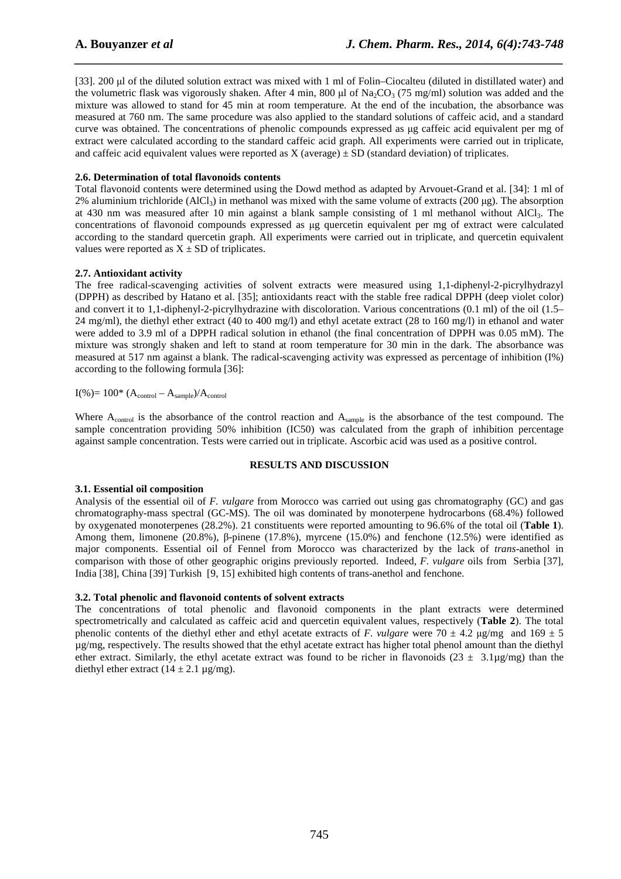[33]. 200 µl of the diluted solution extract was mixed with 1 ml of Folin–Ciocalteu (diluted in distillated water) and the volumetric flask was vigorously shaken. After 4 min, 800 µl of $Na_2CO_3$ (75 mg/ml) solution was added and the mixture was allowed to stand for 45 min at room temperature. At the end of the incubation, the absorbance was measured at 760 nm. The same procedure was also applied to the standard solutions of caffeic acid, and a standard curve was obtained. The concentrations of phenolic compounds expressed as µg caffeic acid equivalent per mg of extract were calculated according to the standard caffeic acid graph. All experiments were carried out in triplicate, and caffeic acid equivalent values were reported as X (average) ± SD (standard deviation) of triplicates.

### 2.6. Determination of total flavonoids contents

Total flavonoid contents were determined using the Dowd method as adapted by Arvouet-Grand et al. [34]: 1 ml of 2% aluminium trichloride ($AlCl_3$) in methanol was mixed with the same volume of extracts (200 µg). The absorption at 430 nm was measured after 10 min against a blank sample consisting of 1 ml methanol without $AlCl_3$. The concentrations of flavonoid compounds expressed as µg quercetin equivalent per mg of extract were calculated according to the standard quercetin graph. All experiments were carried out in triplicate, and quercetin equivalent values were reported as X ± SD of triplicates.

### 2.7. Antioxidant activity

The free radical-scavenging activities of solvent extracts were measured using 1,1-diphenyl-2-picrylhydrazyl (DPPH) as described by Hatano et al. [35]; antioxidants react with the stable free radical DPPH (deep violet color) and convert it to 1,1-diphenyl-2-picrylhydrazine with discoloration. Various concentrations (0.1 ml) of the oil (1.5–24 mg/ml), the diethyl ether extract (40 to 400 mg/l) and ethyl acetate extract (28 to 160 mg/l) in ethanol and water were added to 3.9 ml of a DPPH radical solution in ethanol (the final concentration of DPPH was 0.05 mM). The mixture was strongly shaken and left to stand at room temperature for 30 min in the dark. The absorbance was measured at 517 nm against a blank. The radical-scavenging activity was expressed as percentage of inhibition (I%) according to the following formula [36]:

$$I(\%) = 100 * (A_{control} - A_{sample})/A_{control}$$

Where $A_{control}$ is the absorbance of the control reaction and $A_{sample}$ is the absorbance of the test compound. The sample concentration providing 50% inhibition (IC50) was calculated from the graph of inhibition percentage against sample concentration. Tests were carried out in triplicate. Ascorbic acid was used as a positive control.

## RESULTS AND DISCUSSION

### 3.1. Essential oil composition

Analysis of the essential oil of *F. vulgare* from Morocco was carried out using gas chromatography (GC) and gas chromatography-mass spectral (GC-MS). The oil was dominated by monoterpene hydrocarbons (68.4%) followed by oxygenated monoterpenes (28.2%). 21 constituents were reported amounting to 96.6% of the total oil (**Table 1**). Among them, limonene (20.8%), β-pinene (17.8%), myrcene (15.0%) and fenchone (12.5%) were identified as major components. Essential oil of Fennel from Morocco was characterized by the lack of *trans*-anethol in comparison with those of other geographic origins previously reported. Indeed, *F. vulgare* oils from Serbia [37], India [38], China [39] Turkish [9, 15] exhibited high contents of trans-anethol and fenchone.

### 3.2. Total phenolic and flavonoid contents of solvent extracts

The concentrations of total phenolic and flavonoid components in the plant extracts were determined spectrometrically and calculated as caffeic acid and quercetin equivalent values, respectively (**Table 2**). The total phenolic contents of the diethyl ether and ethyl acetate extracts of *F. vulgare* were 70 ± 4.2 µg/mg and 169 ± 5 µg/mg, respectively. The results showed that the ethyl acetate extract has higher total phenol amount than the diethyl ether extract. Similarly, the ethyl acetate extract was found to be richer in flavonoids (23 ± 3.1µg/mg) than the diethyl ether extract (14 ± 2.1 µg/mg).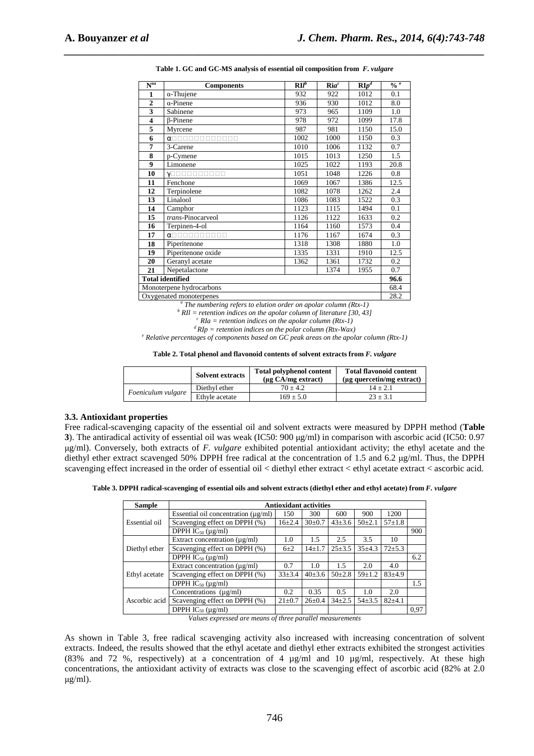**Table 1. GC and GC-MS analysis of essential oil composition from *F. vulgare***

| N°[a] | Components | RII[b] | RIa[c] | RIp[d] | %[e] |
|---|---|---|---|---|---|
| 1 | α-Thujene | 932 | 922 | 1012 | 0.1 |
| 2 | α-Pinene | 936 | 930 | 1012 | 8.0 |
| 3 | Sabinene | 973 | 965 | 1109 | 1.0 |
| 4 | β-Pinene | 978 | 972 | 1099 | 17.8 |
| 5 | Myrcene | 987 | 981 | 1150 | 15.0 |
| 6 | α□□□□□□□□□□□□ | 1002 | 1000 | 1150 | 0.3 |
| 7 | 3-Carene | 1010 | 1006 | 1132 | 0.7 |
| 8 | p-Cymene | 1015 | 1013 | 1250 | 1.5 |
| 9 | Limonene | 1025 | 1022 | 1193 | 20.8 |
| 10 | γ□□□□□□□□□□ | 1051 | 1048 | 1226 | 0.8 |
| 11 | Fenchone | 1069 | 1067 | 1386 | 12.5 |
| 12 | Terpinolene | 1082 | 1078 | 1262 | 2.4 |
| 13 | Linalool | 1086 | 1083 | 1522 | 0.3 |
| 14 | Camphor | 1123 | 1115 | 1494 | 0.1 |
| 15 | *trans*-Pinocarveol | 1126 | 1122 | 1633 | 0.2 |
| 16 | Terpinen-4-ol | 1164 | 1160 | 1573 | 0.4 |
| 17 | α□□□□□□□□□□ | 1176 | 1167 | 1674 | 0.3 |
| 18 | Piperitenone | 1318 | 1308 | 1880 | 1.0 |
| 19 | Piperitenone oxide | 1335 | 1331 | 1910 | 12.5 |
| 20 | Geranyl acetate | 1362 | 1361 | 1732 | 0.2 |
| 21 | Nepetalactone | | 1374 | 1955 | 0.7 |
| **Total identified** | | | | | **96.6** |
| Monoterpene hydrocarbons | | | | | 68.4 |
| Oxygenated monoterpenes | | | | | 28.2 |

*[a] The numbering refers to elution order on apolar column (Rtx-1)*
*[b] RII = retention indices on the apolar column of literature [30, 43]*
*[c] RIa = retention indices on the apolar column (Rtx-1)*
*[d] RIp = retention indices on the polar column (Rtx-Wax)*
*[e] Relative percentages of components based on GC peak areas on the apolar column (Rtx-1)*

**Table 2. Total phenol and flavonoid contents of solvent extracts from *F. vulgare***

| | Solvent extracts | Total polyphenol content (µg CA/mg extract) | Total flavonoid content (µg quercetin/mg extract) |
|---|---|---|---|
| *Foeniculum vulgare* | Diethyl ether | 70 ± 4.2 | 14 ± 2.1 |
| | Ethyle acetate | 169 ± 5.0 | 23 ± 3.1 |

### 3.3. Antioxidant properties

Free radical-scavenging capacity of the essential oil and solvent extracts were measured by DPPH method (**Table 3**). The antiradical activity of essential oil was weak (IC50: 900 µg/ml) in comparison with ascorbic acid (IC50: 0.97 µg/ml). Conversely, both extracts of *F. vulgare* exhibited potential antioxidant activity; the ethyl acetate and the diethyl ether extract scavenged 50% DPPH free radical at the concentration of 1.5 and 6.2 µg/ml. Thus, the DPPH scavenging effect increased in the order of essential oil < diethyl ether extract < ethyl acetate extract < ascorbic acid.

**Table 3. DPPH radical-scavenging of essential oils and solvent extracts (diethyl ether and ethyl acetate) from *F. vulgare***

| Sample | Antioxidant activities | | | | | | |
|---|---|---|---|---|---|---|---|
| Essential oil | Essential oil concentration (µg/ml) | 150 | 300 | 600 | 900 | 1200 | |
| | Scavenging effect on DPPH (%) | 16±2.4 | 30±0.7 | 43±3.6 | 50±2.1 | 57±1.8 | |
| | DPPH $IC_{50}$ (µg/ml) | | | | | | 900 |
| Diethyl ether | Extract concentration (µg/ml) | 1.0 | 1.5 | 2.5 | 3.5 | 10 | |
| | Scavenging effect on DPPH (%) | 6±2 | 14±1.7 | 25±3.5 | 35±4.3 | 72±5.3 | |
| | DPPH $IC_{50}$ (µg/ml) | | | | | | 6.2 |
| Ethyl acetate | Extract concentration (µg/ml) | 0.7 | 1.0 | 1.5 | 2.0 | 4.0 | |
| | Scavenging effect on DPPH (%) | 33±3.4 | 40±3.6 | 50±2.8 | 59±1.2 | 83±4.9 | |
| | DPPH $IC_{50}$ (µg/ml) | | | | | | 1.5 |
| Ascorbic acid | Concentrations (µg/ml) | 0.2 | 0.35 | 0.5 | 1.0 | 2.0 | |
| | Scavenging effect on DPPH (%) | 21±0.7 | 26±0.4 | 34±2.5 | 54±3.5 | 82±4.1 | |
| | DPPH $IC_{50}$ (µg/ml) | | | | | | 0,97 |

*Values expressed are means of three parallel measurements*

As shown in Table 3, free radical scavenging activity also increased with increasing concentration of solvent extracts. Indeed, the results showed that the ethyl acetate and diethyl ether extracts exhibited the strongest activities (83% and 72 %, respectively) at a concentration of 4 µg/ml and 10 µg/ml, respectively. At these high concentrations, the antioxidant activity of extracts was close to the scavenging effect of ascorbic acid (82% at 2.0 µg/ml).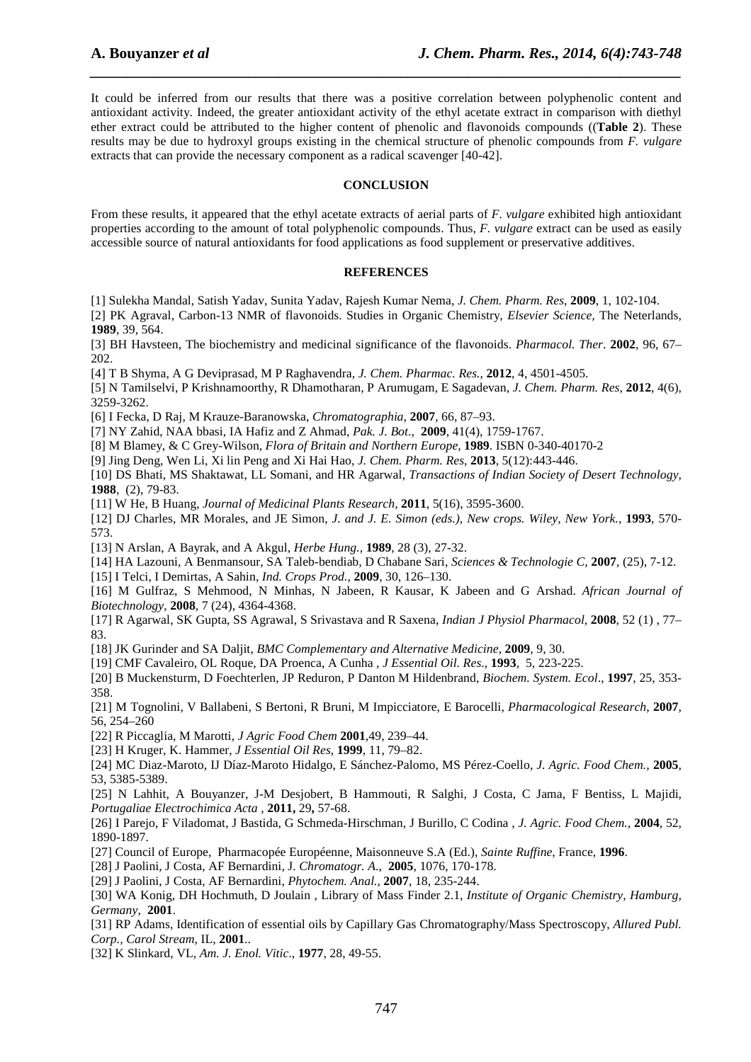It could be inferred from our results that there was a positive correlation between polyphenolic content and antioxidant activity. Indeed, the greater antioxidant activity of the ethyl acetate extract in comparison with diethyl ether extract could be attributed to the higher content of phenolic and flavonoids compounds ((**Table 2**). These results may be due to hydroxyl groups existing in the chemical structure of phenolic compounds from *F. vulgare* extracts that can provide the necessary component as a radical scavenger [40-42].

## CONCLUSION

From these results, it appeared that the ethyl acetate extracts of aerial parts of *F. vulgare* exhibited high antioxidant properties according to the amount of total polyphenolic compounds. Thus, *F. vulgare* extract can be used as easily accessible source of natural antioxidants for food applications as food supplement or preservative additives.

## REFERENCES

[1] Sulekha Mandal, Satish Yadav, Sunita Yadav, Rajesh Kumar Nema, *J. Chem. Pharm. Res*, **2009**, 1, 102-104.

[2] PK Agraval, Carbon-13 NMR of flavonoids. Studies in Organic Chemistry, *Elsevier Science*, The Neterlands, **1989**, 39, 564.

[3] BH Havsteen, The biochemistry and medicinal significance of the flavonoids. *Pharmacol. Ther*. **2002**, 96, 67–202.

[4] T B Shyma, A G Deviprasad, M P Raghavendra, *J. Chem. Pharmac. Res.*, **2012**, 4, 4501-4505.

[5] N Tamilselvi, P Krishnamoorthy, R Dhamotharan, P Arumugam, E Sagadevan, *J. Chem. Pharm. Res*, **2012**, 4(6), 3259-3262.

[6] I Fecka, D Raj, M Krauze-Baranowska, *Chromatographia*, **2007**, 66, 87–93.

[7] NY Zahid, NAA bbasi, IA Hafiz and Z Ahmad, *Pak. J. Bot.*, **2009**, 41(4), 1759-1767.

[8] M Blamey, & C Grey-Wilson, *Flora of Britain and Northern Europe*, **1989**. ISBN 0-340-40170-2

[9] Jing Deng, Wen Li, Xi lin Peng and Xi Hai Hao, *J. Chem. Pharm. Res*, **2013**, 5(12):443-446.

[10] DS Bhati, MS Shaktawat, LL Somani, and HR Agarwal, *Transactions of Indian Society of Desert Technology*, **1988**, (2), 79-83.

[11] W He, B Huang, *Journal of Medicinal Plants Research*, **2011**, 5(16), 3595-3600.

[12] DJ Charles, MR Morales, and JE Simon, *J. and J. E. Simon (eds.), New crops. Wiley, New York.*, **1993**, 570-573.

[13] N Arslan, A Bayrak, and A Akgul, *Herbe Hung.*, **1989**, 28 (3), 27-32.

[14] HA Lazouni, A Benmansour, SA Taleb-bendiab, D Chabane Sari, *Sciences & Technologie C*, **2007**, (25), 7-12.

[15] I Telci, I Demirtas, A Sahin, *Ind. Crops Prod.*, **2009**, 30, 126–130.

[16] M Gulfraz, S Mehmood, N Minhas, N Jabeen, R Kausar, K Jabeen and G Arshad. *African Journal of Biotechnology*, **2008**, 7 (24), 4364-4368.

[17] R Agarwal, SK Gupta, SS Agrawal, S Srivastava and R Saxena, *Indian J Physiol Pharmacol*, **2008**, 52 (1) , 77–83.

[18] JK Gurinder and SA Daljit, *BMC Complementary and Alternative Medicine*, **2009**, 9, 30.

[19] CMF Cavaleiro, OL Roque, DA Proenca, A Cunha , *J Essential Oil. Res*., **1993**, 5, 223-225.

[20] B Muckensturm, D Foechterlen, JP Reduron, P Danton M Hildenbrand, *Biochem. System. Ecol*., **1997**, 25, 353-358.

[21] M Tognolini, V Ballabeni, S Bertoni, R Bruni, M Impicciatore, E Barocelli, *Pharmacological Research*, **2007**, 56, 254–260

[22] R Piccaglia, M Marotti, *J Agric Food Chem* **2001**,49, 239–44.

[23] H Kruger, K. Hammer, *J Essential Oil Res*, **1999**, 11, 79–82.

[24] MC Diaz-Maroto, IJ Díaz-Maroto Hidalgo, E Sánchez-Palomo, MS Pérez-Coello, *J. Agric. Food Chem.*, **2005**, 53, 5385-5389.

[25] N Lahhit, A Bouyanzer, J-M Desjobert, B Hammouti, R Salghi, J Costa, C Jama, F Bentiss, L Majidi, *Portugaliae Electrochimica Acta* , **2011,** 29**,** 57-68.

[26] I Parejo, F Viladomat, J Bastida, G Schmeda-Hirschman, J Burillo, C Codina , *J. Agric. Food Chem.*, **2004**, 52, 1890-1897.

[27] Council of Europe, Pharmacopée Européenne, Maisonneuve S.A (Ed.), *Sainte Ruffine*, France, **1996**.

[28] J Paolini, J Costa, AF Bernardini, J. *Chromatogr. A*., **2005**, 1076, 170-178.

[29] J Paolini, J Costa, AF Bernardini, *Phytochem. Anal.*, **2007**, 18, 235-244.

[30] WA Konig, DH Hochmuth, D Joulain , Library of Mass Finder 2.1, *Institute of Organic Chemistry, Hamburg, Germany*, **2001**.

[31] RP Adams, Identification of essential oils by Capillary Gas Chromatography/Mass Spectroscopy, *Allured Publ. Corp., Carol Stream*, IL, **2001**..

[32] K Slinkard, VL, *Am. J. Enol. Vitic*., **1977**, 28, 49-55.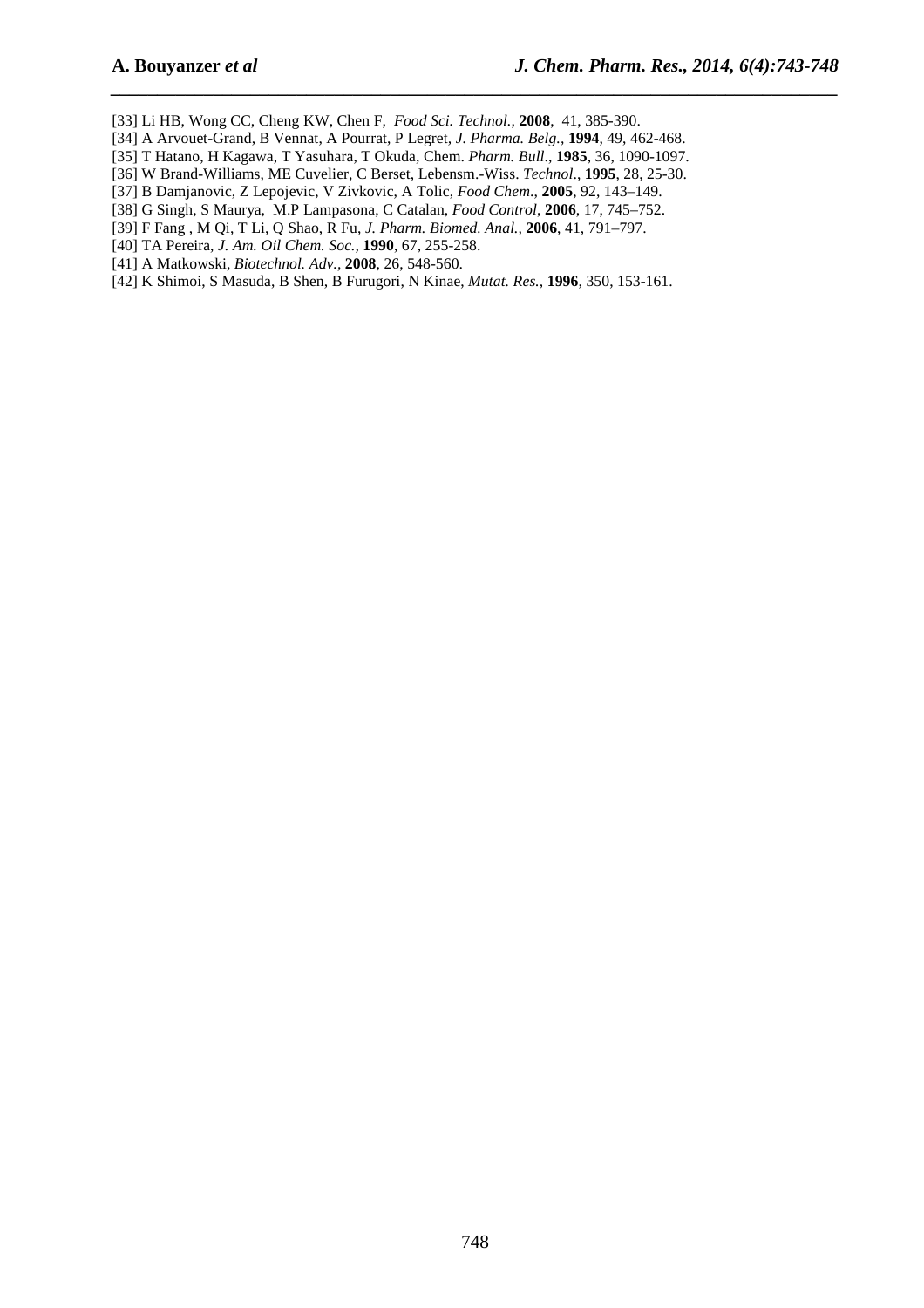[33] Li HB, Wong CC, Cheng KW, Chen F, *Food Sci. Technol.*, **2008**, 41, 385-390.
[34] A Arvouet-Grand, B Vennat, A Pourrat, P Legret, *J. Pharma. Belg.*, **1994**, 49, 462-468.
[35] T Hatano, H Kagawa, T Yasuhara, T Okuda, Chem. *Pharm. Bull*., **1985**, 36, 1090-1097.
[36] W Brand-Williams, ME Cuvelier, C Berset, Lebensm.-Wiss. *Technol*., **1995**, 28, 25-30.
[37] B Damjanovic, Z Lepojevic, V Zivkovic, A Tolic, *Food Chem*., **2005**, 92, 143–149.
[38] G Singh, S Maurya, M.P Lampasona, C Catalan, *Food Control*, **2006**, 17, 745–752.
[39] F Fang , M Qi, T Li, Q Shao, R Fu, *J. Pharm. Biomed. Anal.*, **2006**, 41, 791–797.
[40] TA Pereira, *J. Am. Oil Chem. Soc.*, **1990**, 67, 255-258.
[41] A Matkowski, *Biotechnol. Adv.*, **2008**, 26, 548-560.
[42] K Shimoi, S Masuda, B Shen, B Furugori, N Kinae, *Mutat. Res.*, **1996**, 350, 153-161.